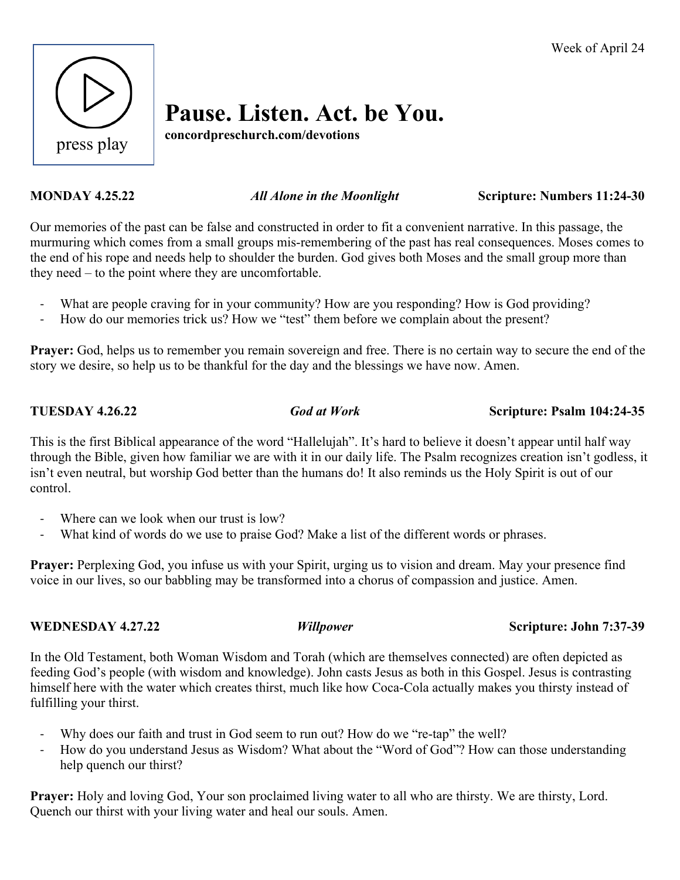Week of April 24

press play

# Pause. Listen. Act. be You.

**concordpreschurch.com/devotions**

**MONDAY 4.25.22** *All Alone in the Moonlight* **Scripture: Numbers 11:24-30**

Our memories of the past can be false and constructed in order to fit a convenient narrative. In this passage, the murmuring which comes from a small groups mis-remembering of the past has real consequences. Moses comes to the end of his rope and needs help to shoulder the burden. God gives both Moses and the small group more than they need – to the point where they are uncomfortable.

- What are people craving for in your community? How are you responding? How is God providing?
- How do our memories trick us? How we "test" them before we complain about the present?

**Prayer:** God, helps us to remember you remain sovereign and free. There is no certain way to secure the end of the story we desire, so help us to be thankful for the day and the blessings we have now. Amen.

**TUESDAY 4.26.22** *God at Work* **Scripture: Psalm 104:24-35**

This is the first Biblical appearance of the word "Hallelujah". It's hard to believe it doesn't appear until half way through the Bible, given how familiar we are with it in our daily life. The Psalm recognizes creation isn't godless, it isn't even neutral, but worship God better than the humans do! It also reminds us the Holy Spirit is out of our control.

- Where can we look when our trust is low?
- What kind of words do we use to praise God? Make a list of the different words or phrases.

**Prayer:** Perplexing God, you infuse us with your Spirit, urging us to vision and dream. May your presence find voice in our lives, so our babbling may be transformed into a chorus of compassion and justice. Amen.

**WEDNESDAY 4.27.22** *Willpower* **Scripture: John 7:37-39**

In the Old Testament, both Woman Wisdom and Torah (which are themselves connected) are often depicted as feeding God's people (with wisdom and knowledge). John casts Jesus as both in this Gospel. Jesus is contrasting himself here with the water which creates thirst, much like how Coca-Cola actually makes you thirsty instead of fulfilling your thirst.

- Why does our faith and trust in God seem to run out? How do we "re-tap" the well?
- How do you understand Jesus as Wisdom? What about the "Word of God"? How can those understanding help quench our thirst?

**Prayer:** Holy and loving God, Your son proclaimed living water to all who are thirsty. We are thirsty, Lord. Quench our thirst with your living water and heal our souls. Amen.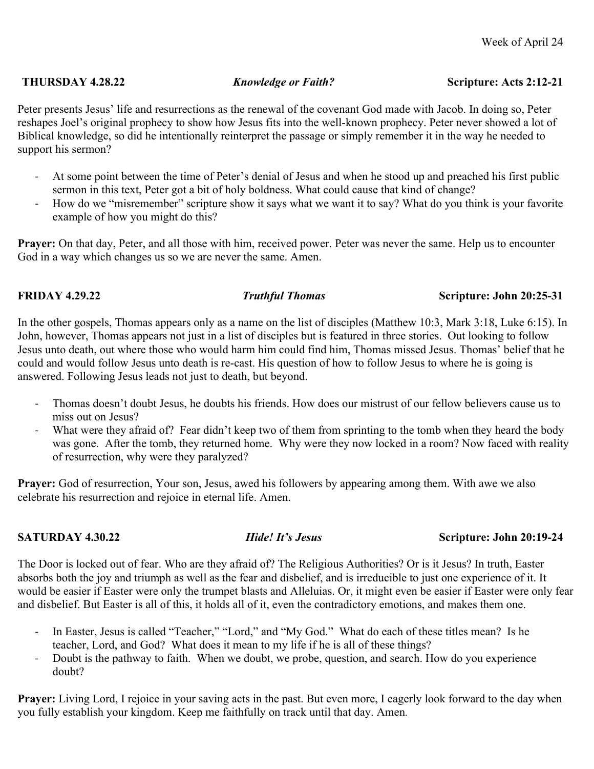Week of April 24

**THURSDAY 4.28.22** *Knowledge or Faith?* **Scripture: Acts 2:12-21**

Peter presents Jesus' life and resurrections as the renewal of the covenant God made with Jacob. In doing so, Peter reshapes Joel's original prophecy to show how Jesus fits into the well-known prophecy. Peter never showed a lot of Biblical knowledge, so did he intentionally reinterpret the passage or simply remember it in the way he needed to support his sermon?

- At some point between the time of Peter's denial of Jesus and when he stood up and preached his first public sermon in this text, Peter got a bit of holy boldness. What could cause that kind of change?
- How do we "misremember" scripture show it says what we want it to say? What do you think is your favorite example of how you might do this?

**Prayer:** On that day, Peter, and all those with him, received power. Peter was never the same. Help us to encounter God in a way which changes us so we are never the same. Amen.

**FRIDAY 4.29.22** *Truthful Thomas* **Scripture: John 20:25-31**

In the other gospels, Thomas appears only as a name on the list of disciples (Matthew 10:3, Mark 3:18, Luke 6:15). In John, however, Thomas appears not just in a list of disciples but is featured in three stories. Out looking to follow Jesus unto death, out where those who would harm him could find him, Thomas missed Jesus. Thomas' belief that he could and would follow Jesus unto death is re-cast. His question of how to follow Jesus to where he is going is answered. Following Jesus leads not just to death, but beyond.

- Thomas doesn't doubt Jesus, he doubts his friends. How does our mistrust of our fellow believers cause us to miss out on Jesus?
- What were they afraid of? Fear didn't keep two of them from sprinting to the tomb when they heard the body was gone. After the tomb, they returned home. Why were they now locked in a room? Now faced with reality of resurrection, why were they paralyzed?

**Prayer:** God of resurrection, Your son, Jesus, awed his followers by appearing among them. With awe we also celebrate his resurrection and rejoice in eternal life. Amen.

**SATURDAY 4.30.22** *Hide! It's Jesus* **Scripture: John 20:19-24**

The Door is locked out of fear. Who are they afraid of? The Religious Authorities? Or is it Jesus? In truth, Easter absorbs both the joy and triumph as well as the fear and disbelief, and is irreducible to just one experience of it. It would be easier if Easter were only the trumpet blasts and Alleluias. Or, it might even be easier if Easter were only fear and disbelief. But Easter is all of this, it holds all of it, even the contradictory emotions, and makes them one.

- In Easter, Jesus is called "Teacher," "Lord," and "My God." What do each of these titles mean? Is he teacher, Lord, and God? What does it mean to my life if he is all of these things?
- Doubt is the pathway to faith. When we doubt, we probe, question, and search. How do you experience doubt?

**Prayer:** Living Lord, I rejoice in your saving acts in the past. But even more, I eagerly look forward to the day when you fully establish your kingdom. Keep me faithfully on track until that day. Amen.